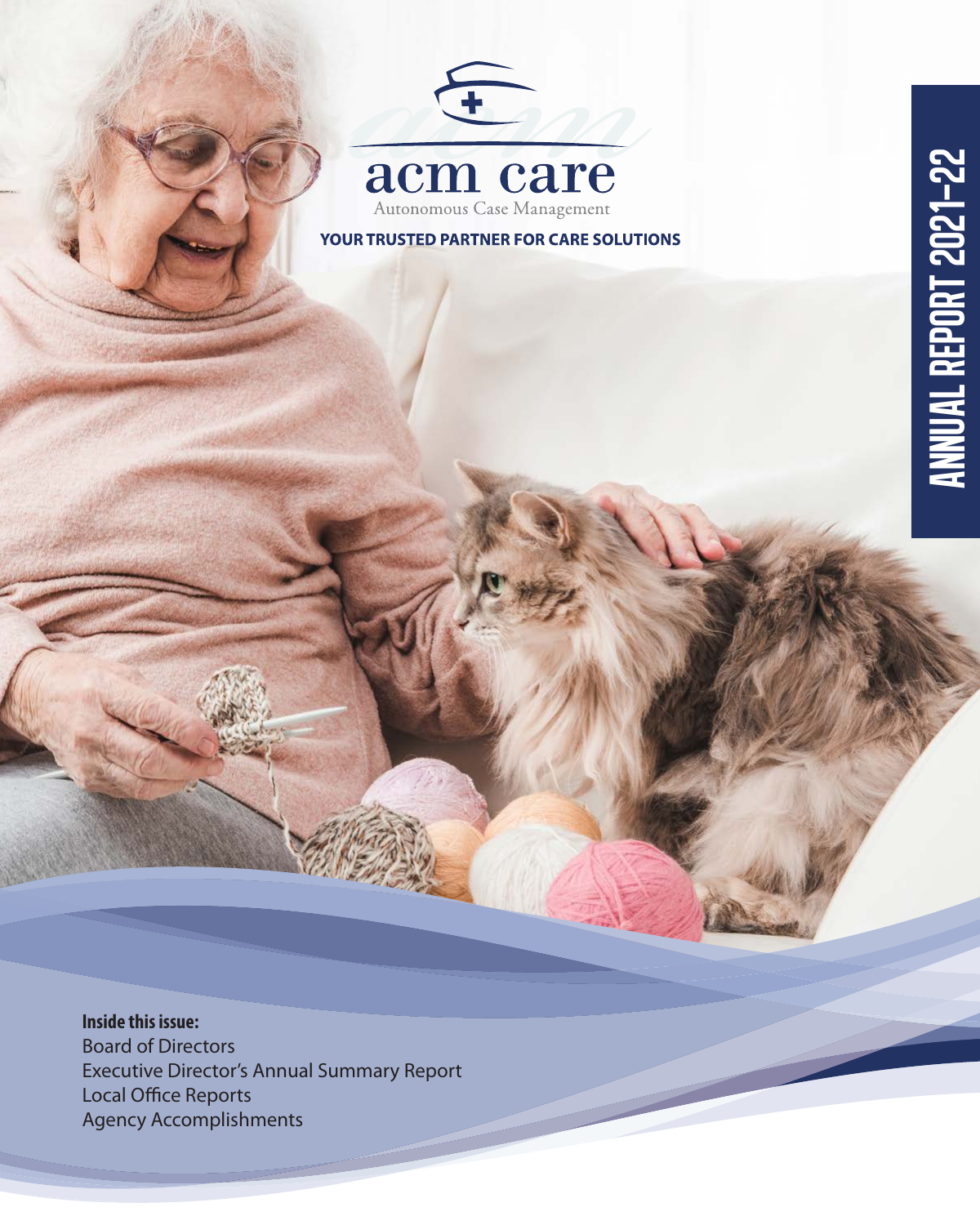# acm care

Autonomous Case Management

**YOUR TRUSTED PARTNER FOR CARE SOLUTIONS**

**ANNUAL REPORT 2021–22**

**Inside this issue:**

Board of Directors
Executive Director's Annual Summary Report
Local Office Reports
Agency Accomplishments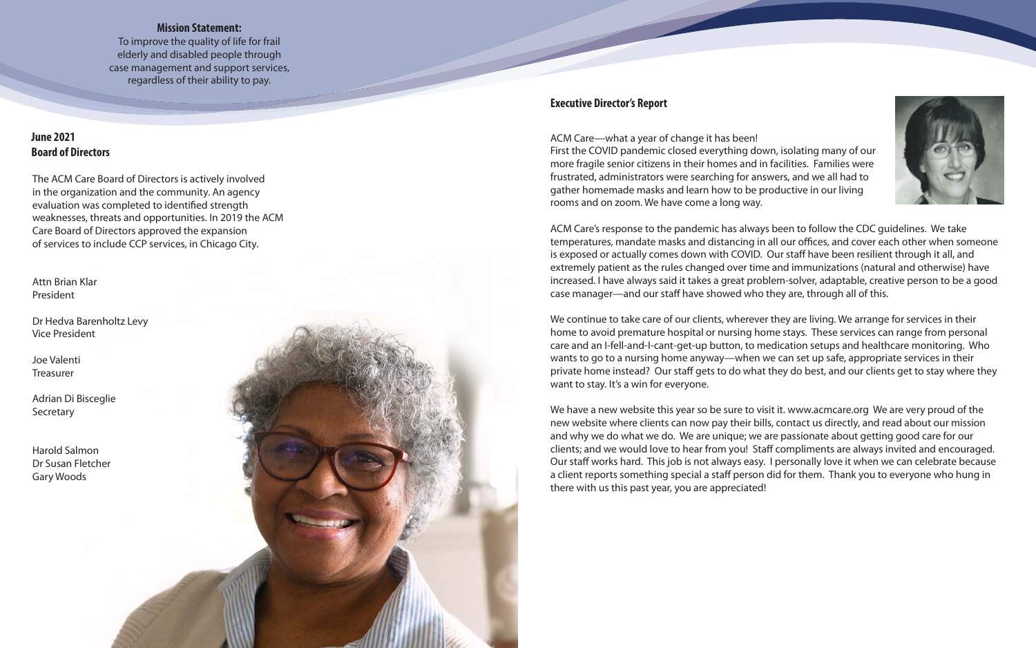**Mission Statement:**
To improve the quality of life for frail elderly and disabled people through case management and support services, regardless of their ability to pay.

## June 2021 Board of Directors

The ACM Care Board of Directors is actively involved in the organization and the community. An agency evaluation was completed to identified strength weaknesses, threats and opportunities. In 2019 the ACM Care Board of Directors approved the expansion of services to include CCP services, in Chicago City.

Attn Brian Klar
President

Dr Hedva Barenholtz Levy
Vice President

Joe Valenti
Treasurer

Adrian Di Bisceglie
Secretary

Harold Salmon
Dr Susan Fletcher
Gary Woods

## Executive Director's Report

ACM Care—what a year of change it has been!
First the COVID pandemic closed everything down, isolating many of our more fragile senior citizens in their homes and in facilities. Families were frustrated, administrators were searching for answers, and we all had to gather homemade masks and learn how to be productive in our living rooms and on zoom. We have come a long way.

ACM Care's response to the pandemic has always been to follow the CDC guidelines. We take temperatures, mandate masks and distancing in all our offices, and cover each other when someone is exposed or actually comes down with COVID. Our staff have been resilient through it all, and extremely patient as the rules changed over time and immunizations (natural and otherwise) have increased. I have always said it takes a great problem-solver, adaptable, creative person to be a good case manager—and our staff have showed who they are, through all of this.

We continue to take care of our clients, wherever they are living. We arrange for services in their home to avoid premature hospital or nursing home stays. These services can range from personal care and an I-fell-and-I-cant-get-up button, to medication setups and healthcare monitoring. Who wants to go to a nursing home anyway—when we can set up safe, appropriate services in their private home instead? Our staff gets to do what they do best, and our clients get to stay where they want to stay. It's a win for everyone.

We have a new website this year so be sure to visit it. www.acmcare.org We are very proud of the new website where clients can now pay their bills, contact us directly, and read about our mission and why we do what we do. We are unique; we are passionate about getting good care for our clients; and we would love to hear from you! Staff compliments are always invited and encouraged. Our staff works hard. This job is not always easy. I personally love it when we can celebrate because a client reports something special a staff person did for them. Thank you to everyone who hung in there with us this past year, you are appreciated!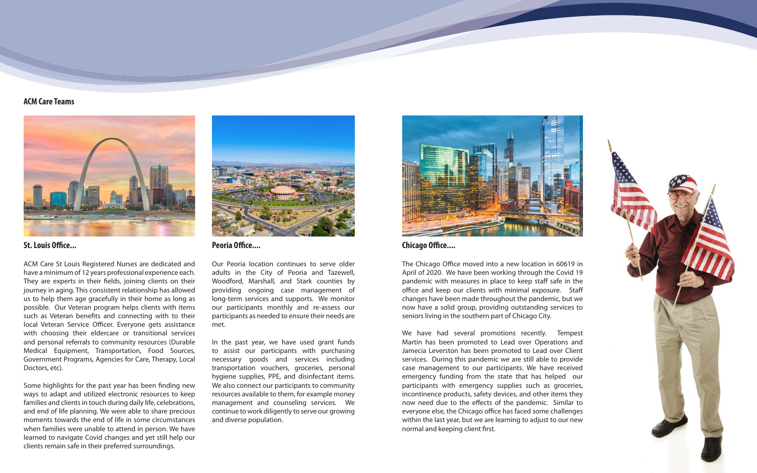## ACM Care Teams

### St. Louis Office...

ACM Care St Louis Registered Nurses are dedicated and have a minimum of 12 years professional experience each. They are experts in their fields, joining clients on their journey in aging. This consistent relationship has allowed us to help them age gracefully in their home as long as possible. Our Veteran program helps clients with items such as Veteran benefits and connecting with to their local Veteran Service Officer. Everyone gets assistance with choosing their eldercare or transitional services and personal referrals to community resources (Durable Medical Equipment, Transportation, Food Sources, Government Programs, Agencies for Care, Therapy, Local Doctors, etc).

Some highlights for the past year has been finding new ways to adapt and utilized electronic resources to keep families and clients in touch during daily life, celebrations, and end of life planning. We were able to share precious moments towards the end of life in some circumstances when families were unable to attend in person. We have learned to navigate Covid changes and yet still help our clients remain safe in their preferred surroundings.

### Peoria Office....

Our Peoria location continues to serve older adults in the City of Peoria and Tazewell, Woodford, Marshall, and Stark counties by providing ongoing case management of long-term services and supports. We monitor our participants monthly and re-assess our participants as needed to ensure their needs are met.

In the past year, we have used grant funds to assist our participants with purchasing necessary goods and services including transportation vouchers, groceries, personal hygiene supplies, PPE, and disinfectant items. We also connect our participants to community resources available to them, for example money management and counseling services. We continue to work diligently to serve our growing and diverse population.

### Chicago Office....

The Chicago Office moved into a new location in 60619 in April of 2020. We have been working through the Covid 19 pandemic with measures in place to keep staff safe in the office and keep our clients with minimal exposure. Staff changes have been made throughout the pandemic, but we now have a solid group, providing outstanding services to seniors living in the southern part of Chicago City.

We have had several promotions recently. Tempest Martin has been promoted to Lead over Operations and Jamecia Leverston has been promoted to Lead over Client services. During this pandemic we are still able to provide case management to our participants. We have received emergency funding from the state that has helped our participants with emergency supplies such as groceries, incontinence products, safety devices, and other items they now need due to the effects of the pandemic. Similar to everyone else, the Chicago office has faced some challenges within the last year, but we are learning to adjust to our new normal and keeping client first.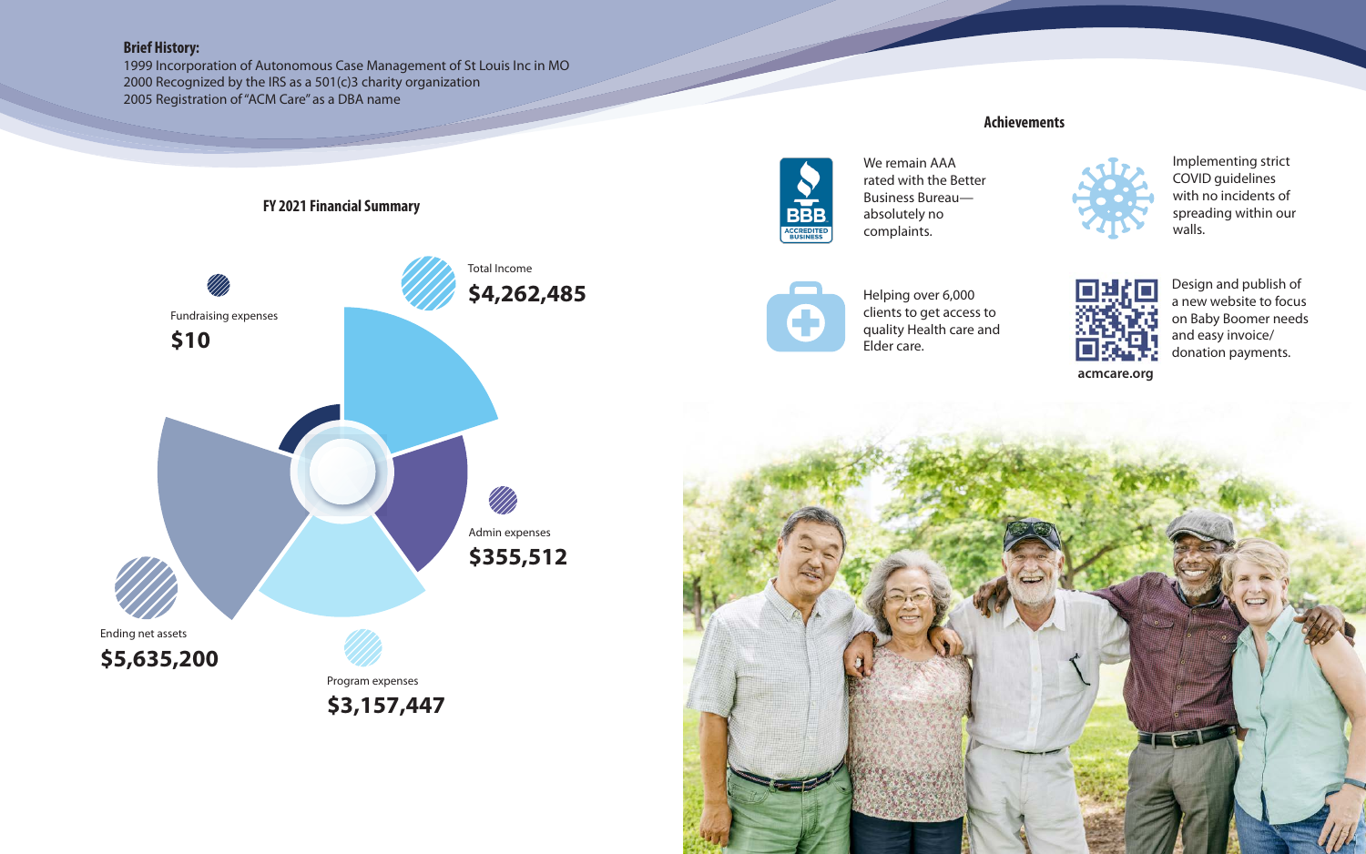**Brief History:**

1999 Incorporation of Autonomous Case Management of St Louis Inc in MO
2000 Recognized by the IRS as a 501(c)3 charity organization
2005 Registration of "ACM Care" as a DBA name

## FY 2021 Financial Summary

| Item | Amount |
|---|---|
| Total Income | $4,262,485 |
| Fundraising expenses | $10 |
| Admin expenses | $355,512 |
| Ending net assets | $5,635,200 |
| Program expenses | $3,157,447 |

## Achievements

- We remain AAA rated with the Better Business Bureau—absolutely no complaints.
- Implementing strict COVID guidelines with no incidents of spreading within our walls.
- Helping over 6,000 clients to get access to quality Health care and Elder care.
- Design and publish of a new website to focus on Baby Boomer needs and easy invoice/donation payments.

acmcare.org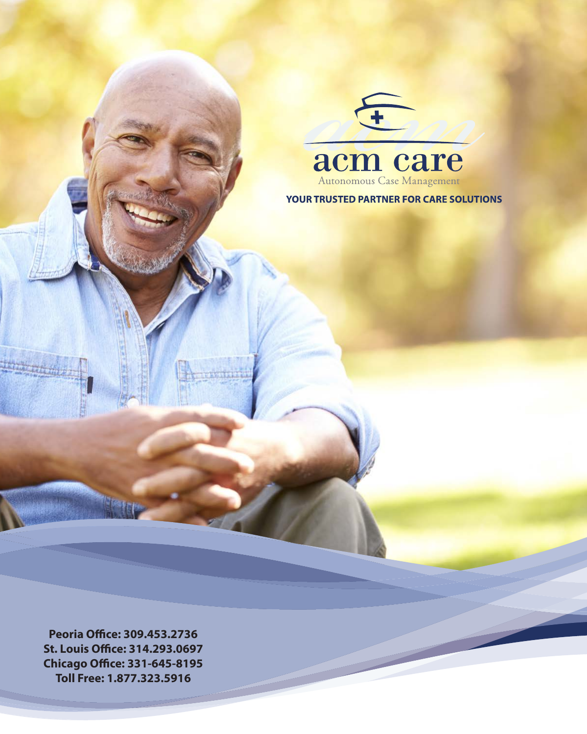acm care

Autonomous Case Management

**YOUR TRUSTED PARTNER FOR CARE SOLUTIONS**

**Peoria Office: 309.453.2736**
**St. Louis Office: 314.293.0697**
**Chicago Office: 331-645-8195**
**Toll Free: 1.877.323.5916**